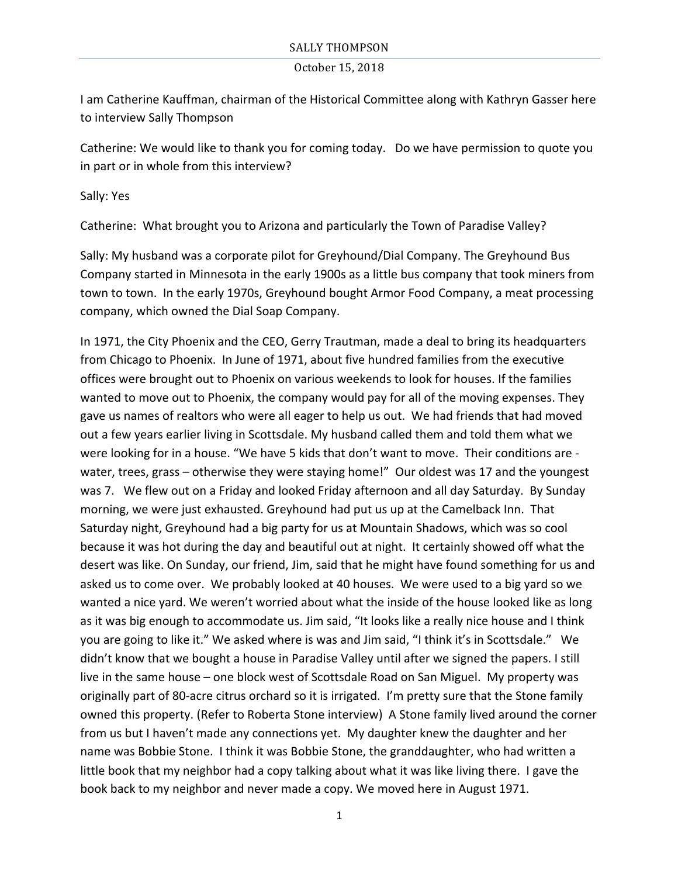I am Catherine Kauffman, chairman of the Historical Committee along with Kathryn Gasser here to interview Sally Thompson

Catherine: We would like to thank you for coming today. Do we have permission to quote you in part or in whole from this interview?

Sally: Yes

Catherine: What brought you to Arizona and particularly the Town of Paradise Valley?

Sally: My husband was a corporate pilot for Greyhound/Dial Company. The Greyhound Bus Company started in Minnesota in the early 1900s as a little bus company that took miners from town to town. In the early 1970s, Greyhound bought Armor Food Company, a meat processing company, which owned the Dial Soap Company.

In 1971, the City Phoenix and the CEO, Gerry Trautman, made a deal to bring its headquarters from Chicago to Phoenix. In June of 1971, about five hundred families from the executive offices were brought out to Phoenix on various weekends to look for houses. If the families wanted to move out to Phoenix, the company would pay for all of the moving expenses. They gave us names of realtors who were all eager to help us out. We had friends that had moved out a few years earlier living in Scottsdale. My husband called them and told them what we were looking for in a house. "We have 5 kids that don't want to move. Their conditions are - water, trees, grass – otherwise they were staying home!" Our oldest was 17 and the youngest was 7. We flew out on a Friday and looked Friday afternoon and all day Saturday. By Sunday morning, we were just exhausted. Greyhound had put us up at the Camelback Inn. That Saturday night, Greyhound had a big party for us at Mountain Shadows, which was so cool because it was hot during the day and beautiful out at night. It certainly showed off what the desert was like. On Sunday, our friend, Jim, said that he might have found something for us and asked us to come over. We probably looked at 40 houses. We were used to a big yard so we wanted a nice yard. We weren't worried about what the inside of the house looked like as long as it was big enough to accommodate us. Jim said, "It looks like a really nice house and I think you are going to like it." We asked where is was and Jim said, "I think it's in Scottsdale." We didn't know that we bought a house in Paradise Valley until after we signed the papers. I still live in the same house – one block west of Scottsdale Road on San Miguel. My property was originally part of 80-acre citrus orchard so it is irrigated. I'm pretty sure that the Stone family owned this property. (Refer to Roberta Stone interview) A Stone family lived around the corner from us but I haven't made any connections yet. My daughter knew the daughter and her name was Bobbie Stone. I think it was Bobbie Stone, the granddaughter, who had written a little book that my neighbor had a copy talking about what it was like living there. I gave the book back to my neighbor and never made a copy. We moved here in August 1971.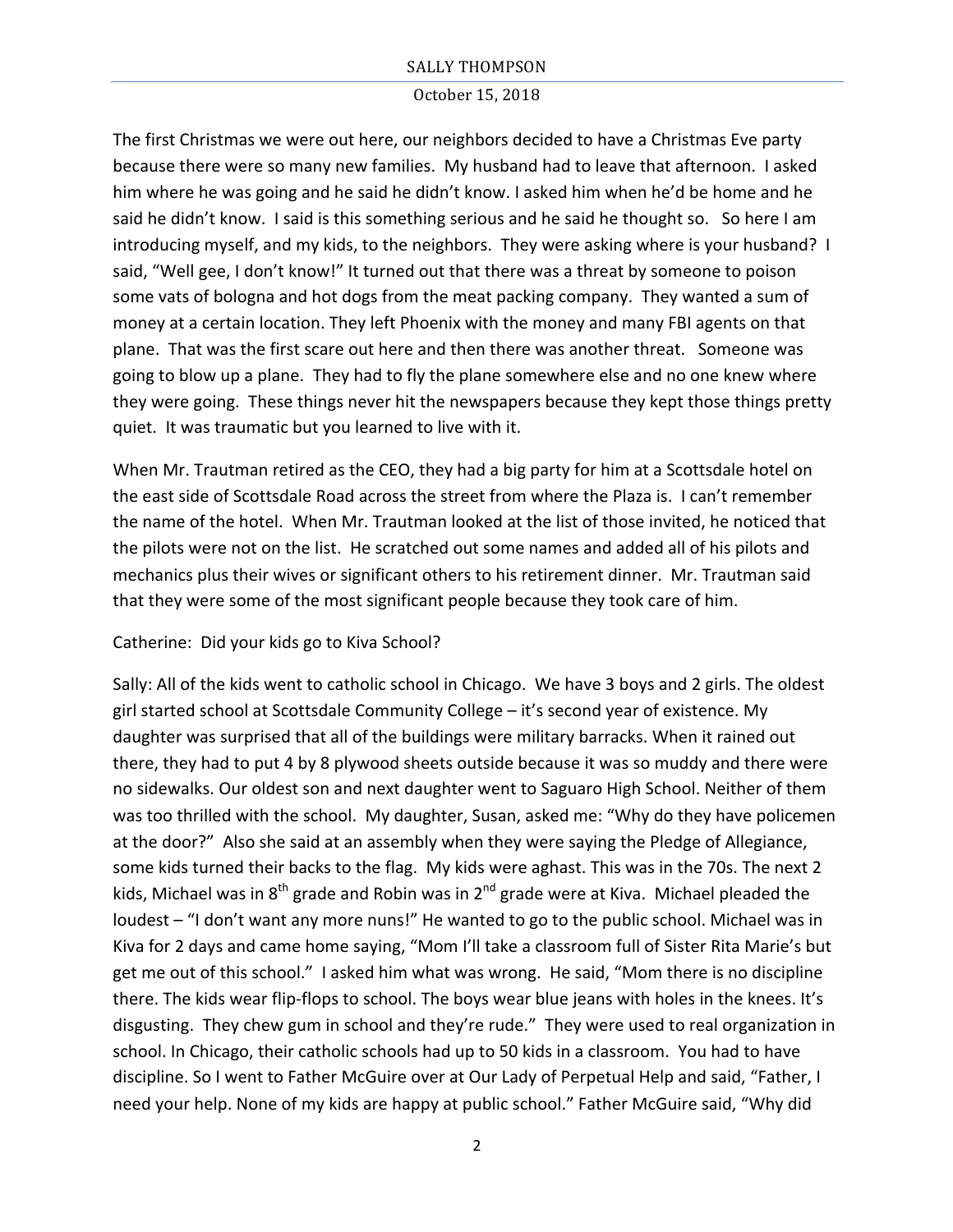The first Christmas we were out here, our neighbors decided to have a Christmas Eve party because there were so many new families. My husband had to leave that afternoon. I asked him where he was going and he said he didn't know. I asked him when he'd be home and he said he didn't know. I said is this something serious and he said he thought so. So here I am introducing myself, and my kids, to the neighbors. They were asking where is your husband? I said, "Well gee, I don't know!" It turned out that there was a threat by someone to poison some vats of bologna and hot dogs from the meat packing company. They wanted a sum of money at a certain location. They left Phoenix with the money and many FBI agents on that plane. That was the first scare out here and then there was another threat. Someone was going to blow up a plane. They had to fly the plane somewhere else and no one knew where they were going. These things never hit the newspapers because they kept those things pretty quiet. It was traumatic but you learned to live with it.

When Mr. Trautman retired as the CEO, they had a big party for him at a Scottsdale hotel on the east side of Scottsdale Road across the street from where the Plaza is. I can't remember the name of the hotel. When Mr. Trautman looked at the list of those invited, he noticed that the pilots were not on the list. He scratched out some names and added all of his pilots and mechanics plus their wives or significant others to his retirement dinner. Mr. Trautman said that they were some of the most significant people because they took care of him.

Catherine: Did your kids go to Kiva School?

Sally: All of the kids went to catholic school in Chicago. We have 3 boys and 2 girls. The oldest girl started school at Scottsdale Community College – it's second year of existence. My daughter was surprised that all of the buildings were military barracks. When it rained out there, they had to put 4 by 8 plywood sheets outside because it was so muddy and there were no sidewalks. Our oldest son and next daughter went to Saguaro High School. Neither of them was too thrilled with the school. My daughter, Susan, asked me: "Why do they have policemen at the door?" Also she said at an assembly when they were saying the Pledge of Allegiance, some kids turned their backs to the flag. My kids were aghast. This was in the 70s. The next 2 kids, Michael was in 8th grade and Robin was in 2nd grade were at Kiva. Michael pleaded the loudest – "I don't want any more nuns!" He wanted to go to the public school. Michael was in Kiva for 2 days and came home saying, "Mom I'll take a classroom full of Sister Rita Marie's but get me out of this school." I asked him what was wrong. He said, "Mom there is no discipline there. The kids wear flip-flops to school. The boys wear blue jeans with holes in the knees. It's disgusting. They chew gum in school and they're rude." They were used to real organization in school. In Chicago, their catholic schools had up to 50 kids in a classroom. You had to have discipline. So I went to Father McGuire over at Our Lady of Perpetual Help and said, "Father, I need your help. None of my kids are happy at public school." Father McGuire said, "Why did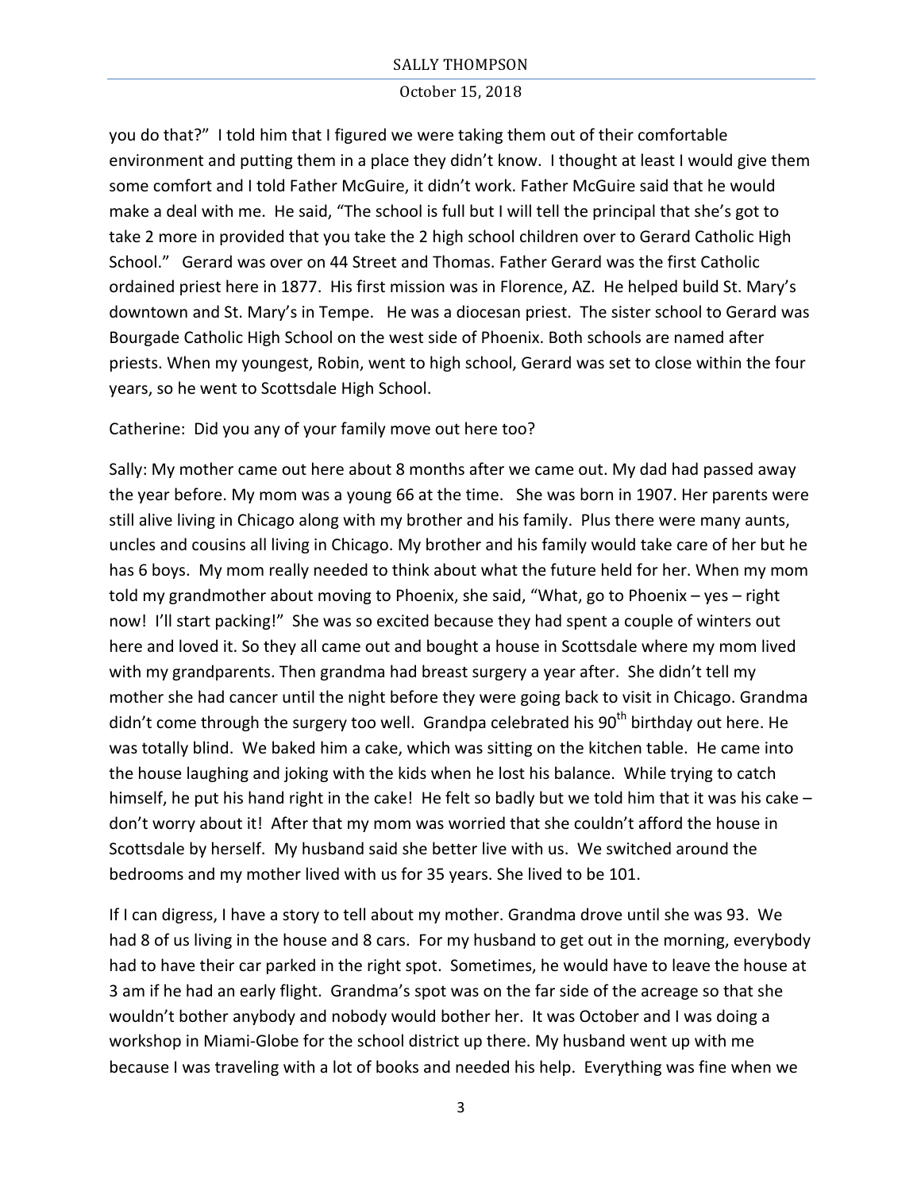you do that?" I told him that I figured we were taking them out of their comfortable environment and putting them in a place they didn't know. I thought at least I would give them some comfort and I told Father McGuire, it didn't work. Father McGuire said that he would make a deal with me. He said, "The school is full but I will tell the principal that she's got to take 2 more in provided that you take the 2 high school children over to Gerard Catholic High School." Gerard was over on 44 Street and Thomas. Father Gerard was the first Catholic ordained priest here in 1877. His first mission was in Florence, AZ. He helped build St. Mary's downtown and St. Mary's in Tempe. He was a diocesan priest. The sister school to Gerard was Bourgade Catholic High School on the west side of Phoenix. Both schools are named after priests. When my youngest, Robin, went to high school, Gerard was set to close within the four years, so he went to Scottsdale High School.

Catherine: Did you any of your family move out here too?

Sally: My mother came out here about 8 months after we came out. My dad had passed away the year before. My mom was a young 66 at the time. She was born in 1907. Her parents were still alive living in Chicago along with my brother and his family. Plus there were many aunts, uncles and cousins all living in Chicago. My brother and his family would take care of her but he has 6 boys. My mom really needed to think about what the future held for her. When my mom told my grandmother about moving to Phoenix, she said, "What, go to Phoenix – yes – right now! I'll start packing!" She was so excited because they had spent a couple of winters out here and loved it. So they all came out and bought a house in Scottsdale where my mom lived with my grandparents. Then grandma had breast surgery a year after. She didn't tell my mother she had cancer until the night before they were going back to visit in Chicago. Grandma didn't come through the surgery too well. Grandpa celebrated his 90th birthday out here. He was totally blind. We baked him a cake, which was sitting on the kitchen table. He came into the house laughing and joking with the kids when he lost his balance. While trying to catch himself, he put his hand right in the cake! He felt so badly but we told him that it was his cake – don't worry about it! After that my mom was worried that she couldn't afford the house in Scottsdale by herself. My husband said she better live with us. We switched around the bedrooms and my mother lived with us for 35 years. She lived to be 101.

If I can digress, I have a story to tell about my mother. Grandma drove until she was 93. We had 8 of us living in the house and 8 cars. For my husband to get out in the morning, everybody had to have their car parked in the right spot. Sometimes, he would have to leave the house at 3 am if he had an early flight. Grandma's spot was on the far side of the acreage so that she wouldn't bother anybody and nobody would bother her. It was October and I was doing a workshop in Miami-Globe for the school district up there. My husband went up with me because I was traveling with a lot of books and needed his help. Everything was fine when we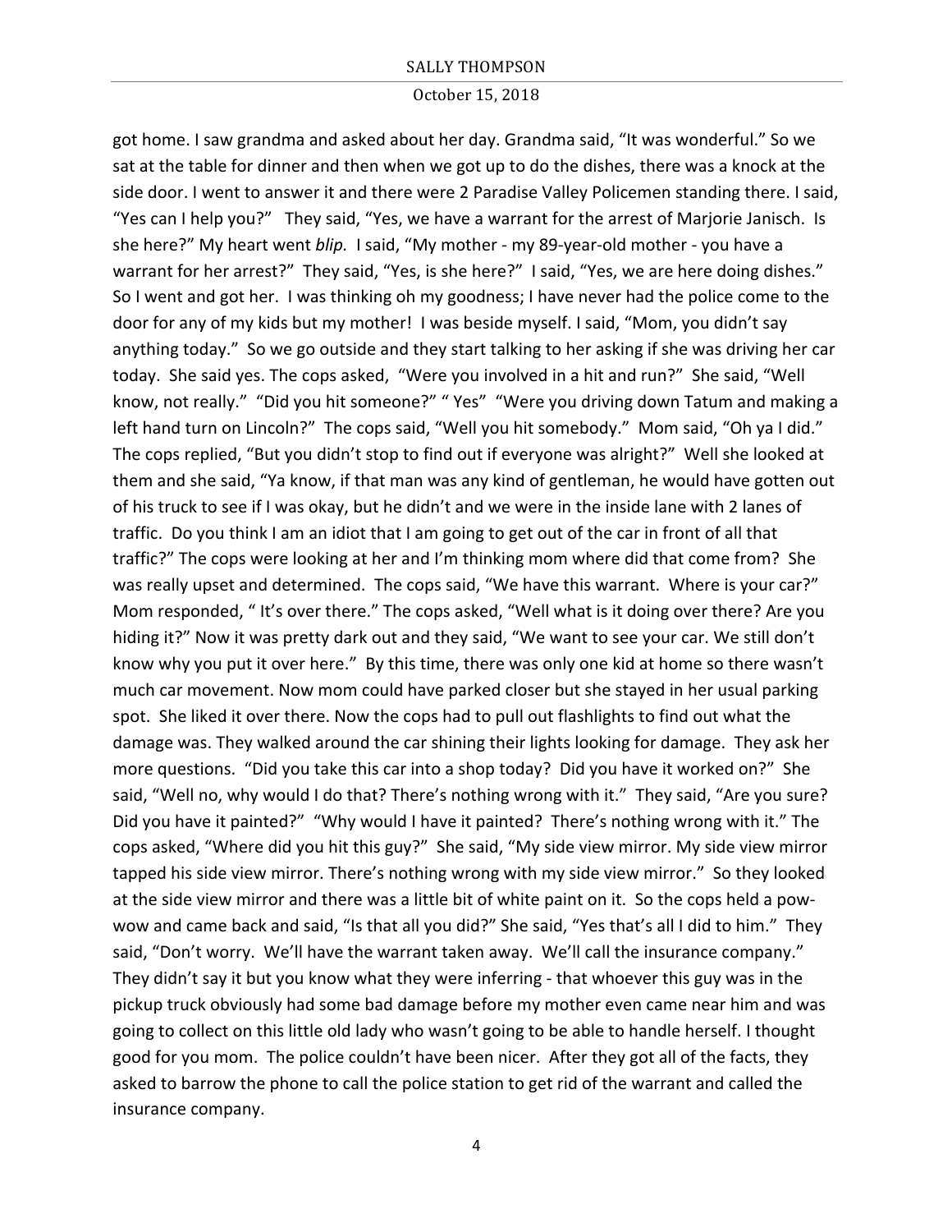got home. I saw grandma and asked about her day. Grandma said, "It was wonderful." So we sat at the table for dinner and then when we got up to do the dishes, there was a knock at the side door. I went to answer it and there were 2 Paradise Valley Policemen standing there. I said, "Yes can I help you?" They said, "Yes, we have a warrant for the arrest of Marjorie Janisch. Is she here?" My heart went *blip.* I said, "My mother - my 89-year-old mother - you have a warrant for her arrest?" They said, "Yes, is she here?" I said, "Yes, we are here doing dishes." So I went and got her. I was thinking oh my goodness; I have never had the police come to the door for any of my kids but my mother! I was beside myself. I said, "Mom, you didn't say anything today." So we go outside and they start talking to her asking if she was driving her car today. She said yes. The cops asked, "Were you involved in a hit and run?" She said, "Well know, not really." "Did you hit someone?" " Yes" "Were you driving down Tatum and making a left hand turn on Lincoln?" The cops said, "Well you hit somebody." Mom said, "Oh ya I did." The cops replied, "But you didn't stop to find out if everyone was alright?" Well she looked at them and she said, "Ya know, if that man was any kind of gentleman, he would have gotten out of his truck to see if I was okay, but he didn't and we were in the inside lane with 2 lanes of traffic. Do you think I am an idiot that I am going to get out of the car in front of all that traffic?" The cops were looking at her and I'm thinking mom where did that come from? She was really upset and determined. The cops said, "We have this warrant. Where is your car?" Mom responded, " It's over there." The cops asked, "Well what is it doing over there? Are you hiding it?" Now it was pretty dark out and they said, "We want to see your car. We still don't know why you put it over here." By this time, there was only one kid at home so there wasn't much car movement. Now mom could have parked closer but she stayed in her usual parking spot. She liked it over there. Now the cops had to pull out flashlights to find out what the damage was. They walked around the car shining their lights looking for damage. They ask her more questions. "Did you take this car into a shop today? Did you have it worked on?" She said, "Well no, why would I do that? There's nothing wrong with it." They said, "Are you sure? Did you have it painted?" "Why would I have it painted? There's nothing wrong with it." The cops asked, "Where did you hit this guy?" She said, "My side view mirror. My side view mirror tapped his side view mirror. There's nothing wrong with my side view mirror." So they looked at the side view mirror and there was a little bit of white paint on it. So the cops held a pow-wow and came back and said, "Is that all you did?" She said, "Yes that's all I did to him." They said, "Don't worry. We'll have the warrant taken away. We'll call the insurance company." They didn't say it but you know what they were inferring - that whoever this guy was in the pickup truck obviously had some bad damage before my mother even came near him and was going to collect on this little old lady who wasn't going to be able to handle herself. I thought good for you mom. The police couldn't have been nicer. After they got all of the facts, they asked to barrow the phone to call the police station to get rid of the warrant and called the insurance company.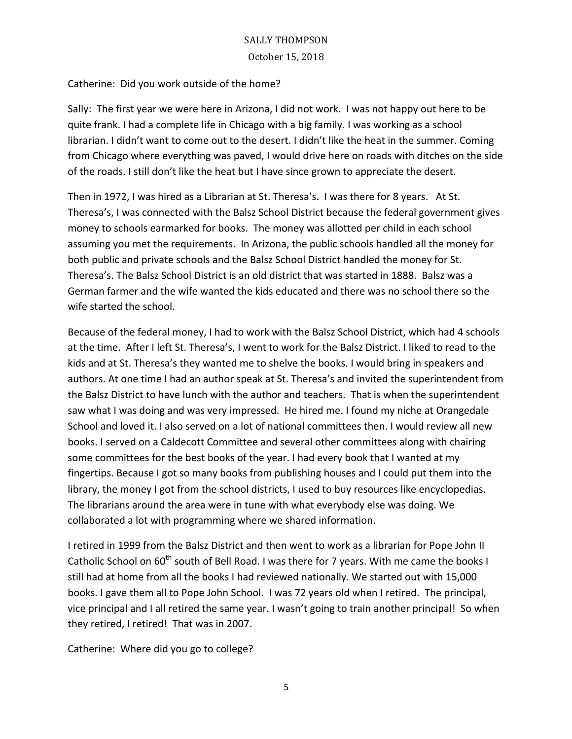Catherine: Did you work outside of the home?

Sally: The first year we were here in Arizona, I did not work. I was not happy out here to be quite frank. I had a complete life in Chicago with a big family. I was working as a school librarian. I didn't want to come out to the desert. I didn't like the heat in the summer. Coming from Chicago where everything was paved, I would drive here on roads with ditches on the side of the roads. I still don't like the heat but I have since grown to appreciate the desert.

Then in 1972, I was hired as a Librarian at St. Theresa's. I was there for 8 years. At St. Theresa's, I was connected with the Balsz School District because the federal government gives money to schools earmarked for books. The money was allotted per child in each school assuming you met the requirements. In Arizona, the public schools handled all the money for both public and private schools and the Balsz School District handled the money for St. Theresa's. The Balsz School District is an old district that was started in 1888. Balsz was a German farmer and the wife wanted the kids educated and there was no school there so the wife started the school.

Because of the federal money, I had to work with the Balsz School District, which had 4 schools at the time. After I left St. Theresa's, I went to work for the Balsz District. I liked to read to the kids and at St. Theresa's they wanted me to shelve the books. I would bring in speakers and authors. At one time I had an author speak at St. Theresa's and invited the superintendent from the Balsz District to have lunch with the author and teachers. That is when the superintendent saw what I was doing and was very impressed. He hired me. I found my niche at Orangedale School and loved it. I also served on a lot of national committees then. I would review all new books. I served on a Caldecott Committee and several other committees along with chairing some committees for the best books of the year. I had every book that I wanted at my fingertips. Because I got so many books from publishing houses and I could put them into the library, the money I got from the school districts, I used to buy resources like encyclopedias. The librarians around the area were in tune with what everybody else was doing. We collaborated a lot with programming where we shared information.

I retired in 1999 from the Balsz District and then went to work as a librarian for Pope John II Catholic School on 60th south of Bell Road. I was there for 7 years. With me came the books I still had at home from all the books I had reviewed nationally. We started out with 15,000 books. I gave them all to Pope John School. I was 72 years old when I retired. The principal, vice principal and I all retired the same year. I wasn't going to train another principal! So when they retired, I retired! That was in 2007.

Catherine: Where did you go to college?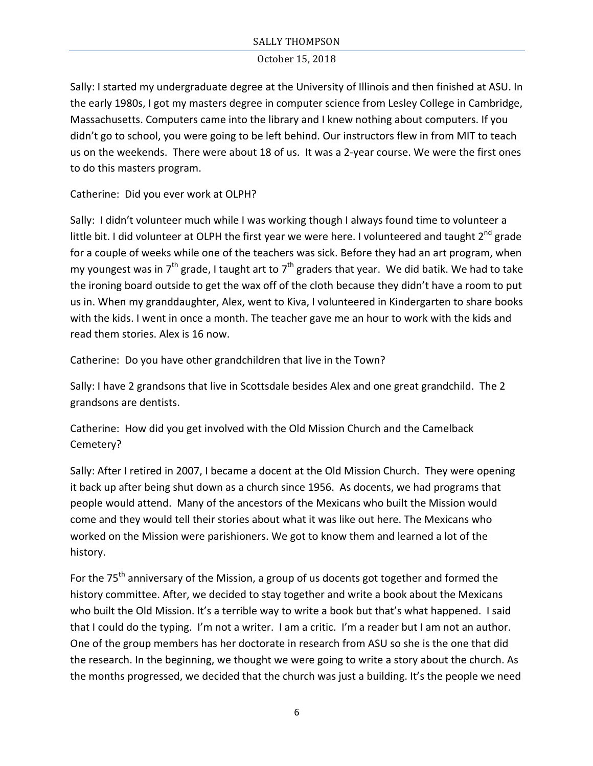Sally: I started my undergraduate degree at the University of Illinois and then finished at ASU. In the early 1980s, I got my masters degree in computer science from Lesley College in Cambridge, Massachusetts. Computers came into the library and I knew nothing about computers. If you didn't go to school, you were going to be left behind. Our instructors flew in from MIT to teach us on the weekends. There were about 18 of us. It was a 2-year course. We were the first ones to do this masters program.

Catherine: Did you ever work at OLPH?

Sally: I didn't volunteer much while I was working though I always found time to volunteer a little bit. I did volunteer at OLPH the first year we were here. I volunteered and taught 2nd grade for a couple of weeks while one of the teachers was sick. Before they had an art program, when my youngest was in 7th grade, I taught art to 7th graders that year. We did batik. We had to take the ironing board outside to get the wax off of the cloth because they didn't have a room to put us in. When my granddaughter, Alex, went to Kiva, I volunteered in Kindergarten to share books with the kids. I went in once a month. The teacher gave me an hour to work with the kids and read them stories. Alex is 16 now.

Catherine: Do you have other grandchildren that live in the Town?

Sally: I have 2 grandsons that live in Scottsdale besides Alex and one great grandchild. The 2 grandsons are dentists.

Catherine: How did you get involved with the Old Mission Church and the Camelback Cemetery?

Sally: After I retired in 2007, I became a docent at the Old Mission Church. They were opening it back up after being shut down as a church since 1956. As docents, we had programs that people would attend. Many of the ancestors of the Mexicans who built the Mission would come and they would tell their stories about what it was like out here. The Mexicans who worked on the Mission were parishioners. We got to know them and learned a lot of the history.

For the 75th anniversary of the Mission, a group of us docents got together and formed the history committee. After, we decided to stay together and write a book about the Mexicans who built the Old Mission. It's a terrible way to write a book but that's what happened. I said that I could do the typing. I'm not a writer. I am a critic. I'm a reader but I am not an author. One of the group members has her doctorate in research from ASU so she is the one that did the research. In the beginning, we thought we were going to write a story about the church. As the months progressed, we decided that the church was just a building. It's the people we need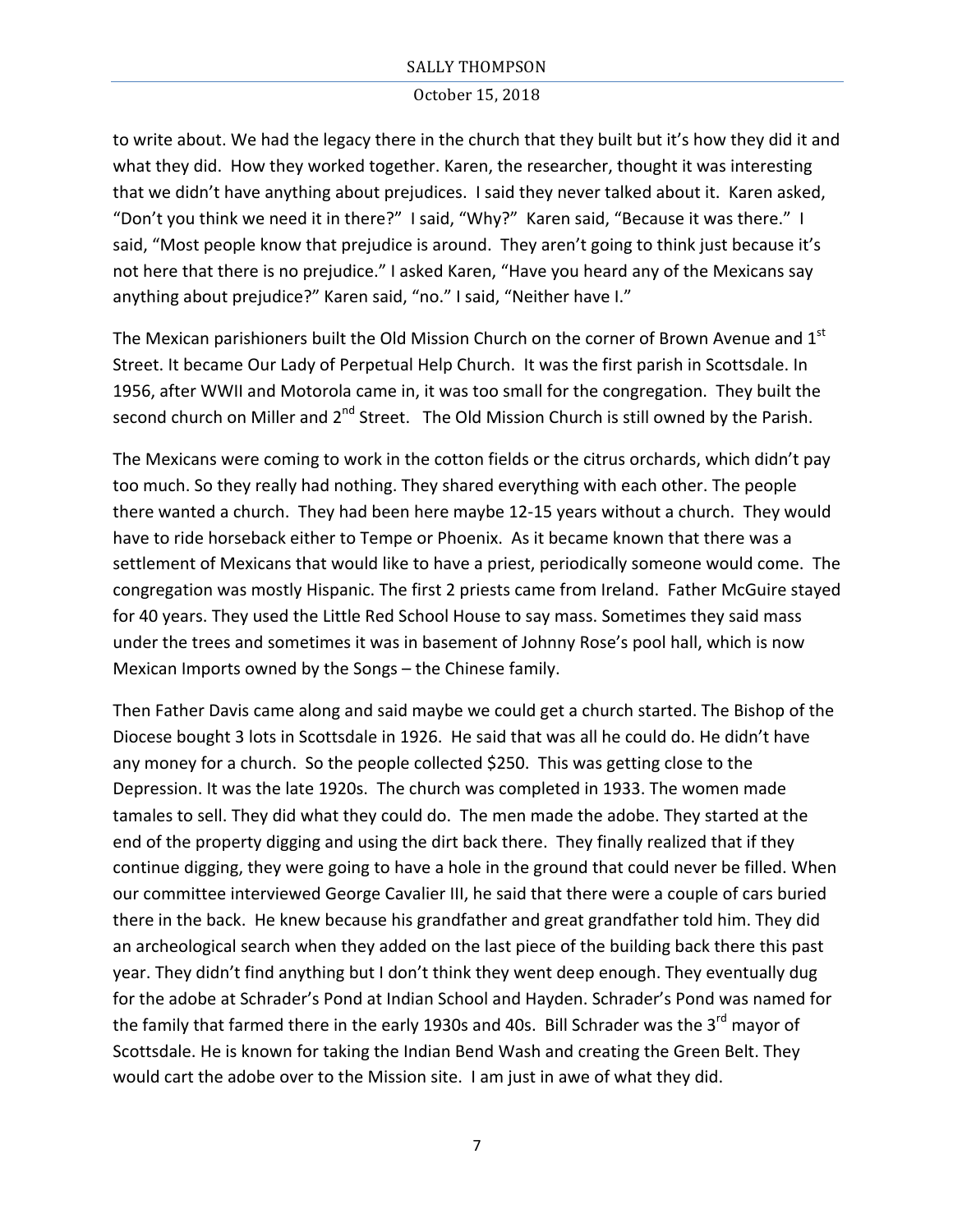to write about. We had the legacy there in the church that they built but it's how they did it and what they did. How they worked together. Karen, the researcher, thought it was interesting that we didn't have anything about prejudices. I said they never talked about it. Karen asked, "Don't you think we need it in there?" I said, "Why?" Karen said, "Because it was there." I said, "Most people know that prejudice is around. They aren't going to think just because it's not here that there is no prejudice." I asked Karen, "Have you heard any of the Mexicans say anything about prejudice?" Karen said, "no." I said, "Neither have I."

The Mexican parishioners built the Old Mission Church on the corner of Brown Avenue and 1st Street. It became Our Lady of Perpetual Help Church. It was the first parish in Scottsdale. In 1956, after WWII and Motorola came in, it was too small for the congregation. They built the second church on Miller and 2nd Street. The Old Mission Church is still owned by the Parish.

The Mexicans were coming to work in the cotton fields or the citrus orchards, which didn't pay too much. So they really had nothing. They shared everything with each other. The people there wanted a church. They had been here maybe 12-15 years without a church. They would have to ride horseback either to Tempe or Phoenix. As it became known that there was a settlement of Mexicans that would like to have a priest, periodically someone would come. The congregation was mostly Hispanic. The first 2 priests came from Ireland. Father McGuire stayed for 40 years. They used the Little Red School House to say mass. Sometimes they said mass under the trees and sometimes it was in basement of Johnny Rose's pool hall, which is now Mexican Imports owned by the Songs – the Chinese family.

Then Father Davis came along and said maybe we could get a church started. The Bishop of the Diocese bought 3 lots in Scottsdale in 1926. He said that was all he could do. He didn't have any money for a church. So the people collected $250. This was getting close to the Depression. It was the late 1920s. The church was completed in 1933. The women made tamales to sell. They did what they could do. The men made the adobe. They started at the end of the property digging and using the dirt back there. They finally realized that if they continue digging, they were going to have a hole in the ground that could never be filled. When our committee interviewed George Cavalier III, he said that there were a couple of cars buried there in the back. He knew because his grandfather and great grandfather told him. They did an archeological search when they added on the last piece of the building back there this past year. They didn't find anything but I don't think they went deep enough. They eventually dug for the adobe at Schrader's Pond at Indian School and Hayden. Schrader's Pond was named for the family that farmed there in the early 1930s and 40s. Bill Schrader was the 3rd mayor of Scottsdale. He is known for taking the Indian Bend Wash and creating the Green Belt. They would cart the adobe over to the Mission site. I am just in awe of what they did.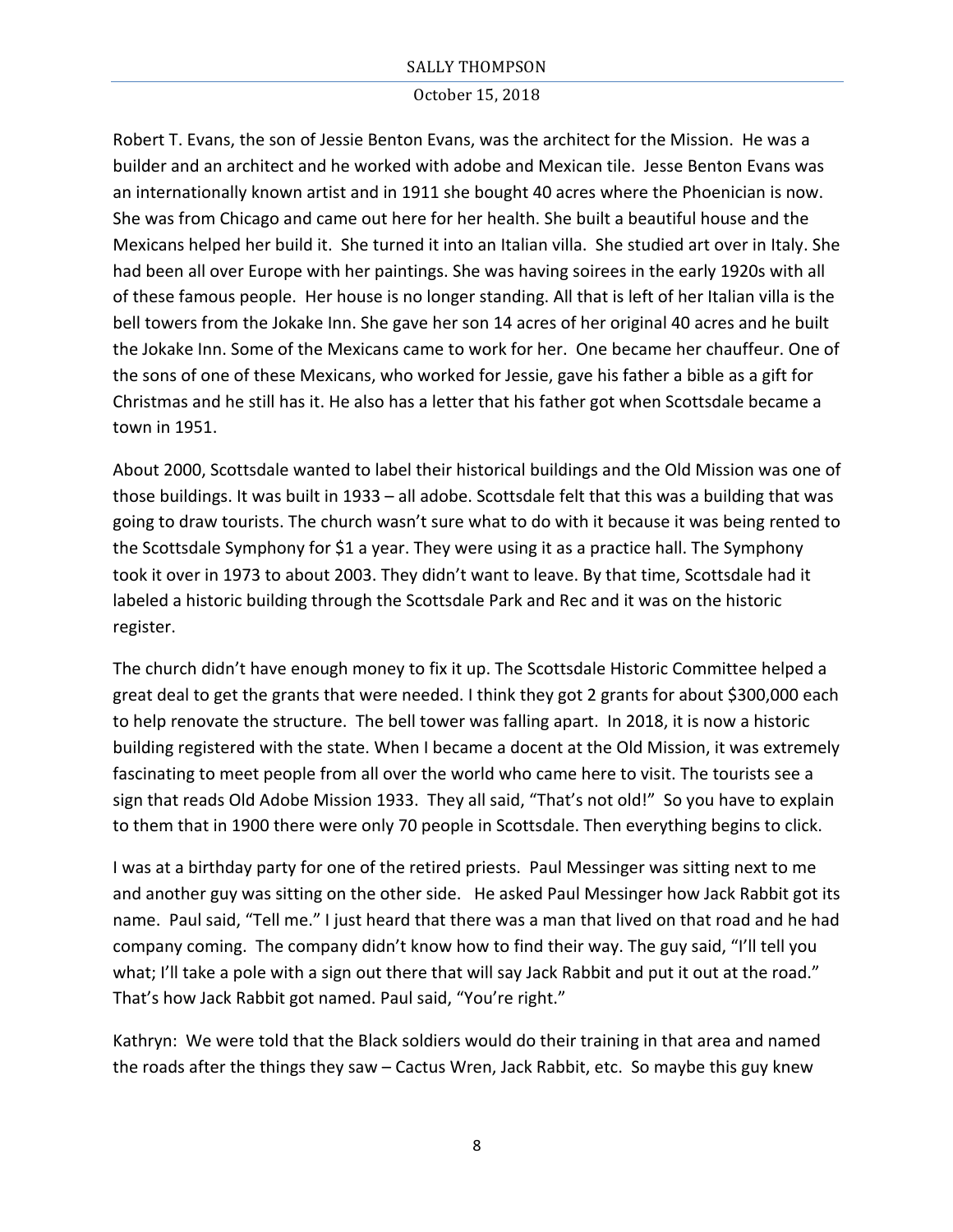Robert T. Evans, the son of Jessie Benton Evans, was the architect for the Mission. He was a builder and an architect and he worked with adobe and Mexican tile. Jesse Benton Evans was an internationally known artist and in 1911 she bought 40 acres where the Phoenician is now. She was from Chicago and came out here for her health. She built a beautiful house and the Mexicans helped her build it. She turned it into an Italian villa. She studied art over in Italy. She had been all over Europe with her paintings. She was having soirees in the early 1920s with all of these famous people. Her house is no longer standing. All that is left of her Italian villa is the bell towers from the Jokake Inn. She gave her son 14 acres of her original 40 acres and he built the Jokake Inn. Some of the Mexicans came to work for her. One became her chauffeur. One of the sons of one of these Mexicans, who worked for Jessie, gave his father a bible as a gift for Christmas and he still has it. He also has a letter that his father got when Scottsdale became a town in 1951.

About 2000, Scottsdale wanted to label their historical buildings and the Old Mission was one of those buildings. It was built in 1933 – all adobe. Scottsdale felt that this was a building that was going to draw tourists. The church wasn't sure what to do with it because it was being rented to the Scottsdale Symphony for $1 a year. They were using it as a practice hall. The Symphony took it over in 1973 to about 2003. They didn't want to leave. By that time, Scottsdale had it labeled a historic building through the Scottsdale Park and Rec and it was on the historic register.

The church didn't have enough money to fix it up. The Scottsdale Historic Committee helped a great deal to get the grants that were needed. I think they got 2 grants for about $300,000 each to help renovate the structure. The bell tower was falling apart. In 2018, it is now a historic building registered with the state. When I became a docent at the Old Mission, it was extremely fascinating to meet people from all over the world who came here to visit. The tourists see a sign that reads Old Adobe Mission 1933. They all said, "That's not old!" So you have to explain to them that in 1900 there were only 70 people in Scottsdale. Then everything begins to click.

I was at a birthday party for one of the retired priests. Paul Messinger was sitting next to me and another guy was sitting on the other side. He asked Paul Messinger how Jack Rabbit got its name. Paul said, "Tell me." I just heard that there was a man that lived on that road and he had company coming. The company didn't know how to find their way. The guy said, "I'll tell you what; I'll take a pole with a sign out there that will say Jack Rabbit and put it out at the road." That's how Jack Rabbit got named. Paul said, "You're right."

Kathryn: We were told that the Black soldiers would do their training in that area and named the roads after the things they saw – Cactus Wren, Jack Rabbit, etc. So maybe this guy knew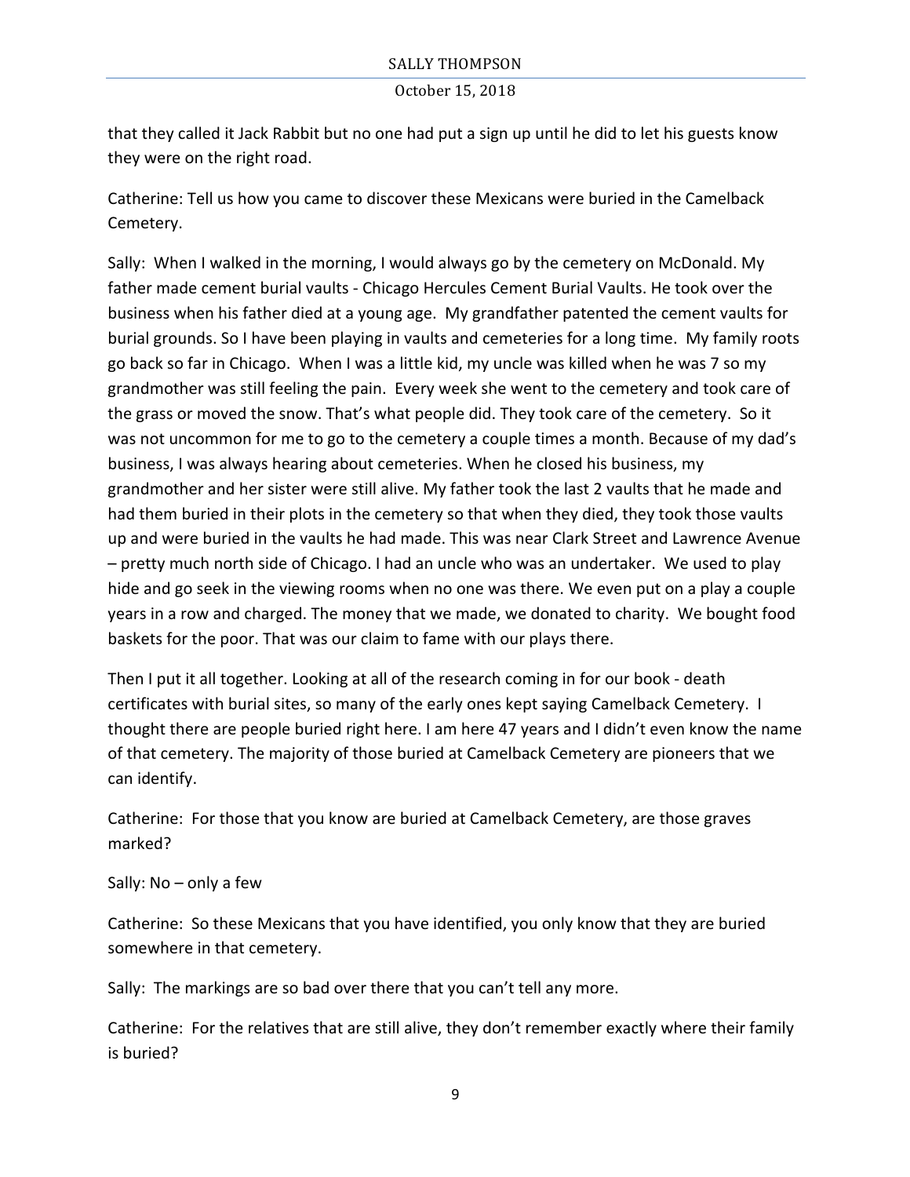that they called it Jack Rabbit but no one had put a sign up until he did to let his guests know they were on the right road.

Catherine: Tell us how you came to discover these Mexicans were buried in the Camelback Cemetery.

Sally: When I walked in the morning, I would always go by the cemetery on McDonald. My father made cement burial vaults - Chicago Hercules Cement Burial Vaults. He took over the business when his father died at a young age. My grandfather patented the cement vaults for burial grounds. So I have been playing in vaults and cemeteries for a long time. My family roots go back so far in Chicago. When I was a little kid, my uncle was killed when he was 7 so my grandmother was still feeling the pain. Every week she went to the cemetery and took care of the grass or moved the snow. That's what people did. They took care of the cemetery. So it was not uncommon for me to go to the cemetery a couple times a month. Because of my dad's business, I was always hearing about cemeteries. When he closed his business, my grandmother and her sister were still alive. My father took the last 2 vaults that he made and had them buried in their plots in the cemetery so that when they died, they took those vaults up and were buried in the vaults he had made. This was near Clark Street and Lawrence Avenue – pretty much north side of Chicago. I had an uncle who was an undertaker. We used to play hide and go seek in the viewing rooms when no one was there. We even put on a play a couple years in a row and charged. The money that we made, we donated to charity. We bought food baskets for the poor. That was our claim to fame with our plays there.

Then I put it all together. Looking at all of the research coming in for our book - death certificates with burial sites, so many of the early ones kept saying Camelback Cemetery. I thought there are people buried right here. I am here 47 years and I didn't even know the name of that cemetery. The majority of those buried at Camelback Cemetery are pioneers that we can identify.

Catherine: For those that you know are buried at Camelback Cemetery, are those graves marked?

Sally: No – only a few

Catherine: So these Mexicans that you have identified, you only know that they are buried somewhere in that cemetery.

Sally: The markings are so bad over there that you can't tell any more.

Catherine: For the relatives that are still alive, they don't remember exactly where their family is buried?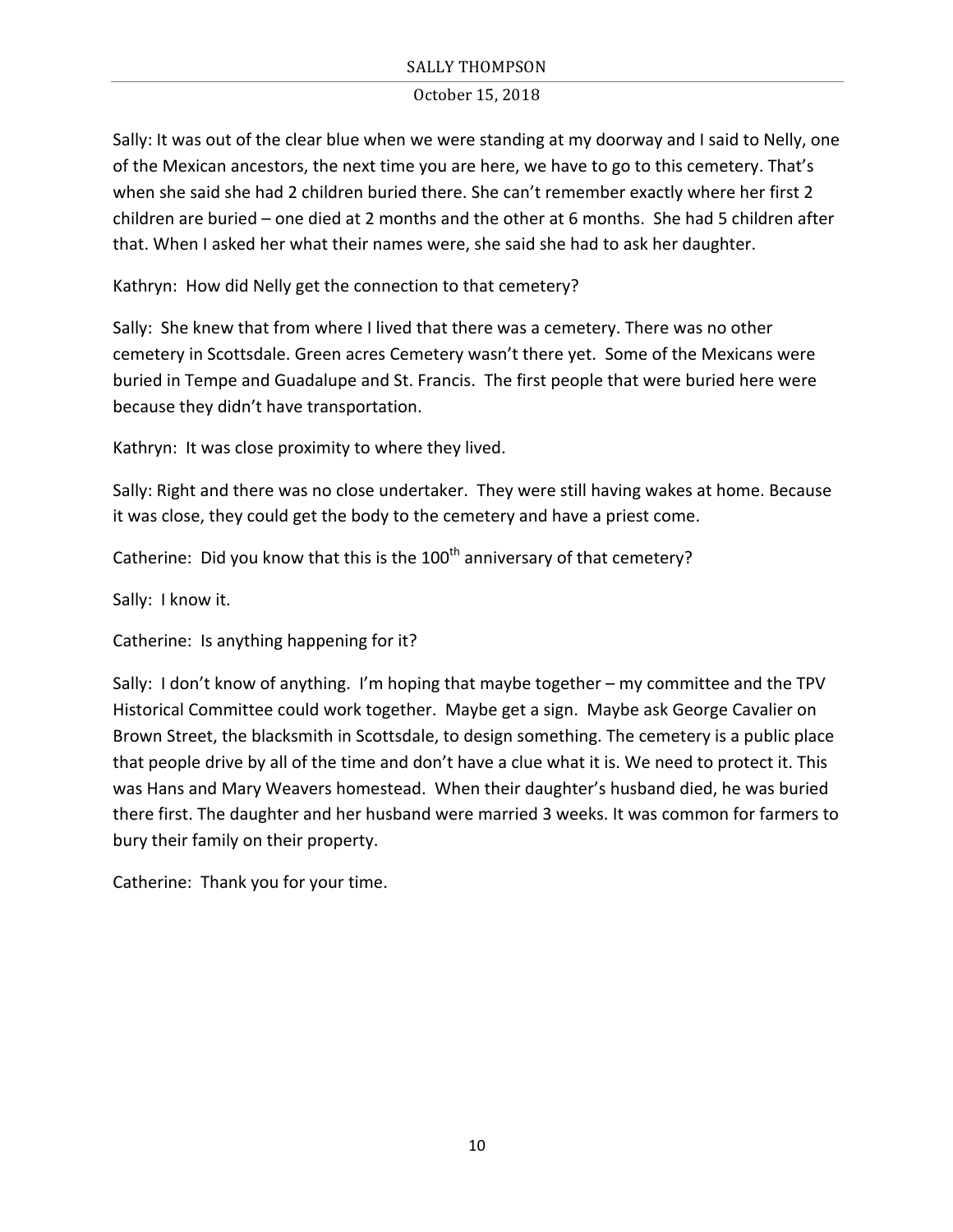Sally: It was out of the clear blue when we were standing at my doorway and I said to Nelly, one of the Mexican ancestors, the next time you are here, we have to go to this cemetery. That's when she said she had 2 children buried there. She can't remember exactly where her first 2 children are buried – one died at 2 months and the other at 6 months. She had 5 children after that. When I asked her what their names were, she said she had to ask her daughter.

Kathryn: How did Nelly get the connection to that cemetery?

Sally: She knew that from where I lived that there was a cemetery. There was no other cemetery in Scottsdale. Green acres Cemetery wasn't there yet. Some of the Mexicans were buried in Tempe and Guadalupe and St. Francis. The first people that were buried here were because they didn't have transportation.

Kathryn: It was close proximity to where they lived.

Sally: Right and there was no close undertaker. They were still having wakes at home. Because it was close, they could get the body to the cemetery and have a priest come.

Catherine: Did you know that this is the 100th anniversary of that cemetery?

Sally: I know it.

Catherine: Is anything happening for it?

Sally: I don't know of anything. I'm hoping that maybe together – my committee and the TPV Historical Committee could work together. Maybe get a sign. Maybe ask George Cavalier on Brown Street, the blacksmith in Scottsdale, to design something. The cemetery is a public place that people drive by all of the time and don't have a clue what it is. We need to protect it. This was Hans and Mary Weavers homestead. When their daughter's husband died, he was buried there first. The daughter and her husband were married 3 weeks. It was common for farmers to bury their family on their property.

Catherine: Thank you for your time.